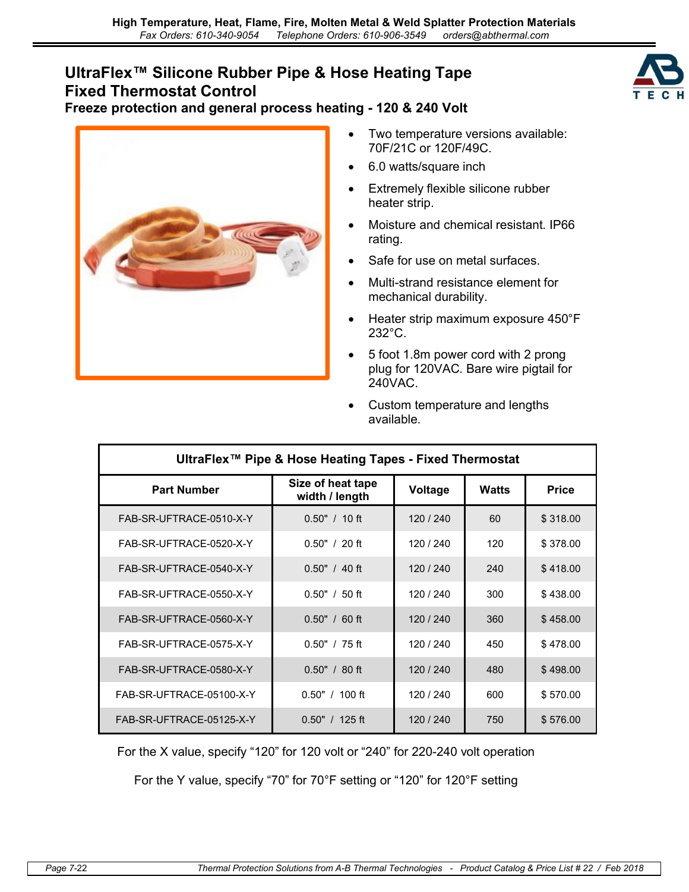# UltraFlex™ Silicone Rubber Pipe & Hose Heating Tape
# Fixed Thermostat Control

### Freeze protection and general process heating - 120 & 240 Volt

- Two temperature versions available: 70F/21C or 120F/49C.
- 6.0 watts/square inch
- Extremely flexible silicone rubber heater strip.
- Moisture and chemical resistant. IP66 rating.
- Safe for use on metal surfaces.
- Multi-strand resistance element for mechanical durability.
- Heater strip maximum exposure 450°F 232°C.
- 5 foot 1.8m power cord with 2 prong plug for 120VAC. Bare wire pigtail for 240VAC.
- Custom temperature and lengths available.

**UltraFlex™ Pipe & Hose Heating Tapes - Fixed Thermostat**

| Part Number | Size of heat tape width / length | Voltage | Watts | Price |
|---|---|---|---|---|
| FAB-SR-UFTRACE-0510-X-Y | 0.50" / 10 ft | 120 / 240 | 60 | $ 318.00 |
| FAB-SR-UFTRACE-0520-X-Y | 0.50" / 20 ft | 120 / 240 | 120 | $ 378.00 |
| FAB-SR-UFTRACE-0540-X-Y | 0.50" / 40 ft | 120 / 240 | 240 | $ 418.00 |
| FAB-SR-UFTRACE-0550-X-Y | 0.50" / 50 ft | 120 / 240 | 300 | $ 438.00 |
| FAB-SR-UFTRACE-0560-X-Y | 0.50" / 60 ft | 120 / 240 | 360 | $ 458.00 |
| FAB-SR-UFTRACE-0575-X-Y | 0.50" / 75 ft | 120 / 240 | 450 | $ 478.00 |
| FAB-SR-UFTRACE-0580-X-Y | 0.50" / 80 ft | 120 / 240 | 480 | $ 498.00 |
| FAB-SR-UFTRACE-05100-X-Y | 0.50" / 100 ft | 120 / 240 | 600 | $ 570.00 |
| FAB-SR-UFTRACE-05125-X-Y | 0.50" / 125 ft | 120 / 240 | 750 | $ 576.00 |

For the X value, specify "120" for 120 volt or "240" for 220-240 volt operation

For the Y value, specify "70" for 70°F setting or "120" for 120°F setting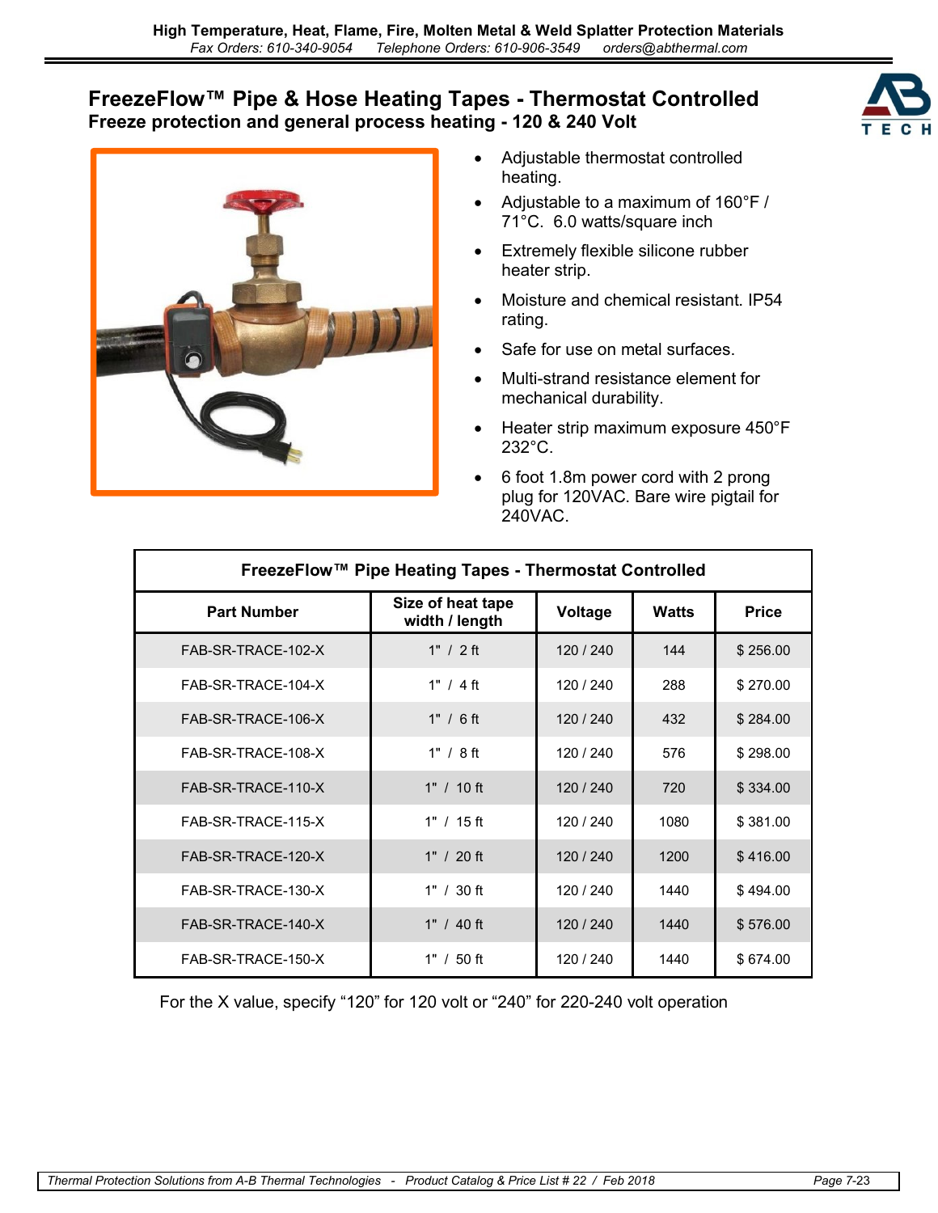# FreezeFlow™ Pipe & Hose Heating Tapes - Thermostat Controlled

## Freeze protection and general process heating - 120 & 240 Volt

- Adjustable thermostat controlled heating.
- Adjustable to a maximum of 160°F / 71°C. 6.0 watts/square inch
- Extremely flexible silicone rubber heater strip.
- Moisture and chemical resistant. IP54 rating.
- Safe for use on metal surfaces.
- Multi-strand resistance element for mechanical durability.
- Heater strip maximum exposure 450°F 232°C.
- 6 foot 1.8m power cord with 2 prong plug for 120VAC. Bare wire pigtail for 240VAC.

**FreezeFlow™ Pipe Heating Tapes - Thermostat Controlled**

| Part Number | Size of heat tape width / length | Voltage | Watts | Price |
|---|---|---|---|---|
| FAB-SR-TRACE-102-X | 1" / 2 ft | 120 / 240 | 144 | $ 256.00 |
| FAB-SR-TRACE-104-X | 1" / 4 ft | 120 / 240 | 288 | $ 270.00 |
| FAB-SR-TRACE-106-X | 1" / 6 ft | 120 / 240 | 432 | $ 284.00 |
| FAB-SR-TRACE-108-X | 1" / 8 ft | 120 / 240 | 576 | $ 298.00 |
| FAB-SR-TRACE-110-X | 1" / 10 ft | 120 / 240 | 720 | $ 334.00 |
| FAB-SR-TRACE-115-X | 1" / 15 ft | 120 / 240 | 1080 | $ 381.00 |
| FAB-SR-TRACE-120-X | 1" / 20 ft | 120 / 240 | 1200 | $ 416.00 |
| FAB-SR-TRACE-130-X | 1" / 30 ft | 120 / 240 | 1440 | $ 494.00 |
| FAB-SR-TRACE-140-X | 1" / 40 ft | 120 / 240 | 1440 | $ 576.00 |
| FAB-SR-TRACE-150-X | 1" / 50 ft | 120 / 240 | 1440 | $ 674.00 |

For the X value, specify "120" for 120 volt or "240" for 220-240 volt operation